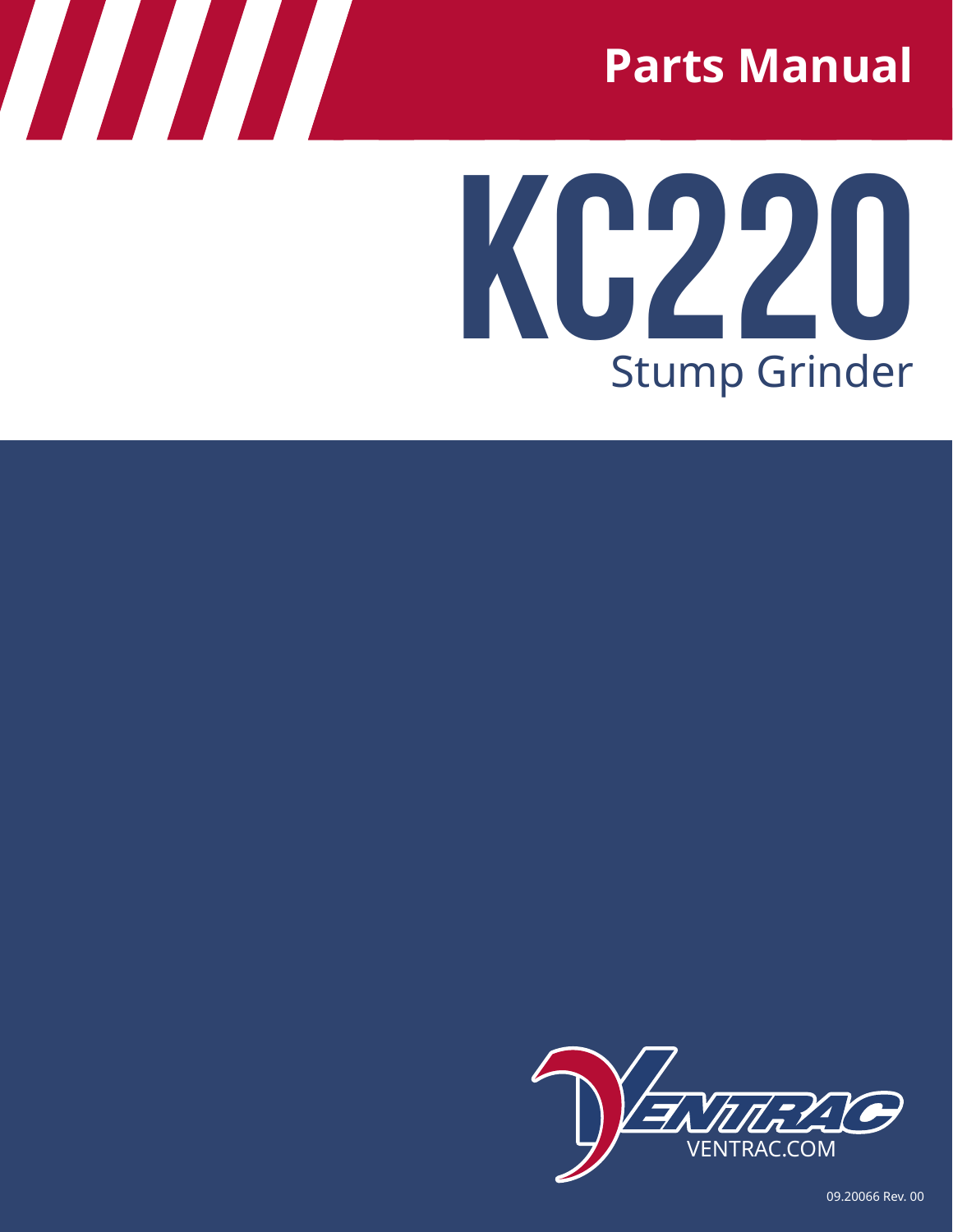Parts Manual

# KC220

## Stump Grinder

VENTRAC.COM

09.20066 Rev. 00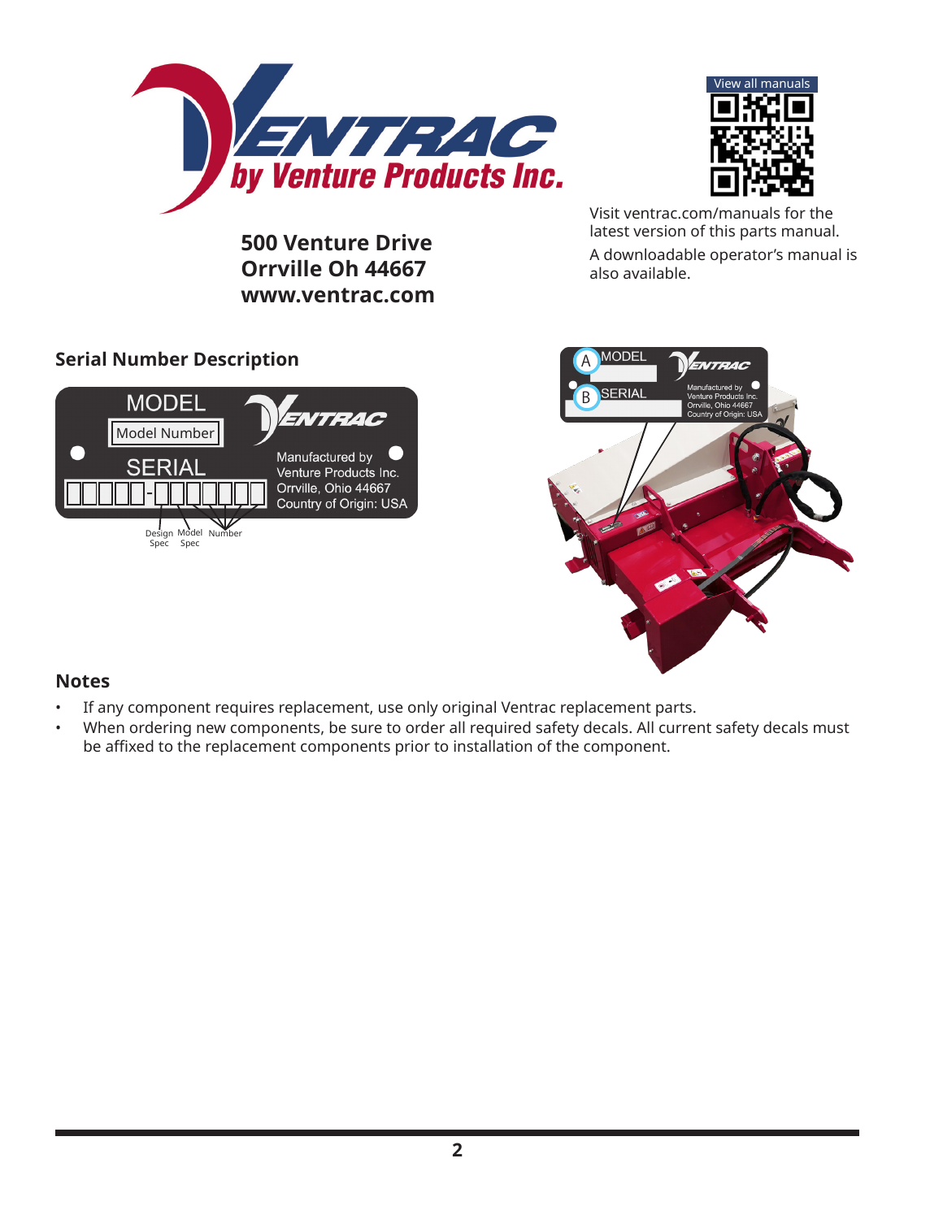500 Venture Drive
Orrville Oh 44667
www.ventrac.com

View all manuals

Visit ventrac.com/manuals for the latest version of this parts manual.

A downloadable operator's manual is also available.

## Serial Number Description

MODEL

Model Number

SERIAL

Manufactured by Venture Products Inc. Orrville, Ohio 44667 Country of Origin: USA

Design Spec | Model Spec | Number

A MODEL

B SERIAL

## Notes

- If any component requires replacement, use only original Ventrac replacement parts.
- When ordering new components, be sure to order all required safety decals. All current safety decals must be affixed to the replacement components prior to installation of the component.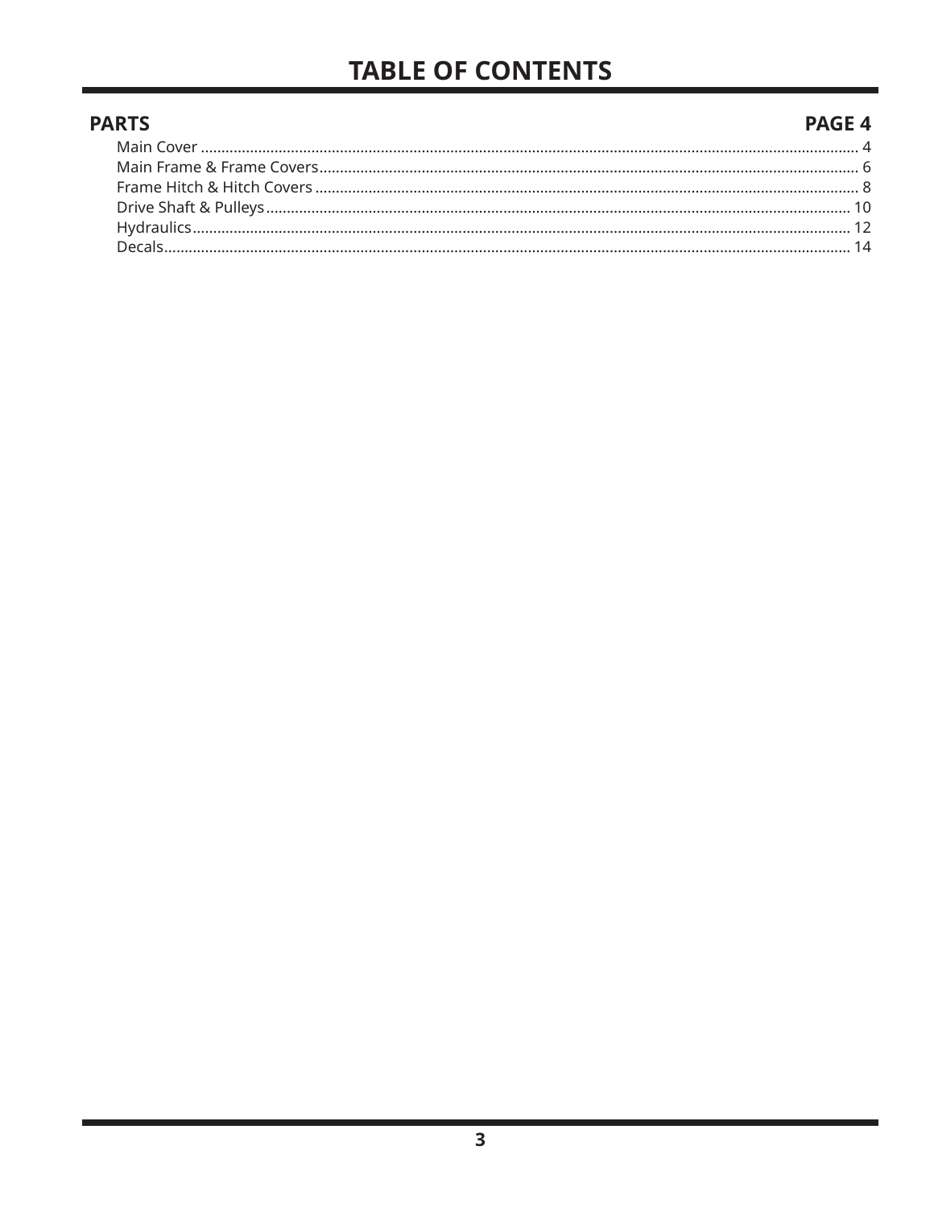# TABLE OF CONTENTS

| PARTS | PAGE 4 |
| --- | --- |
| Main Cover | 4 |
| Main Frame & Frame Covers | 6 |
| Frame Hitch & Hitch Covers | 8 |
| Drive Shaft & Pulleys | 10 |
| Hydraulics | 12 |
| Decals | 14 |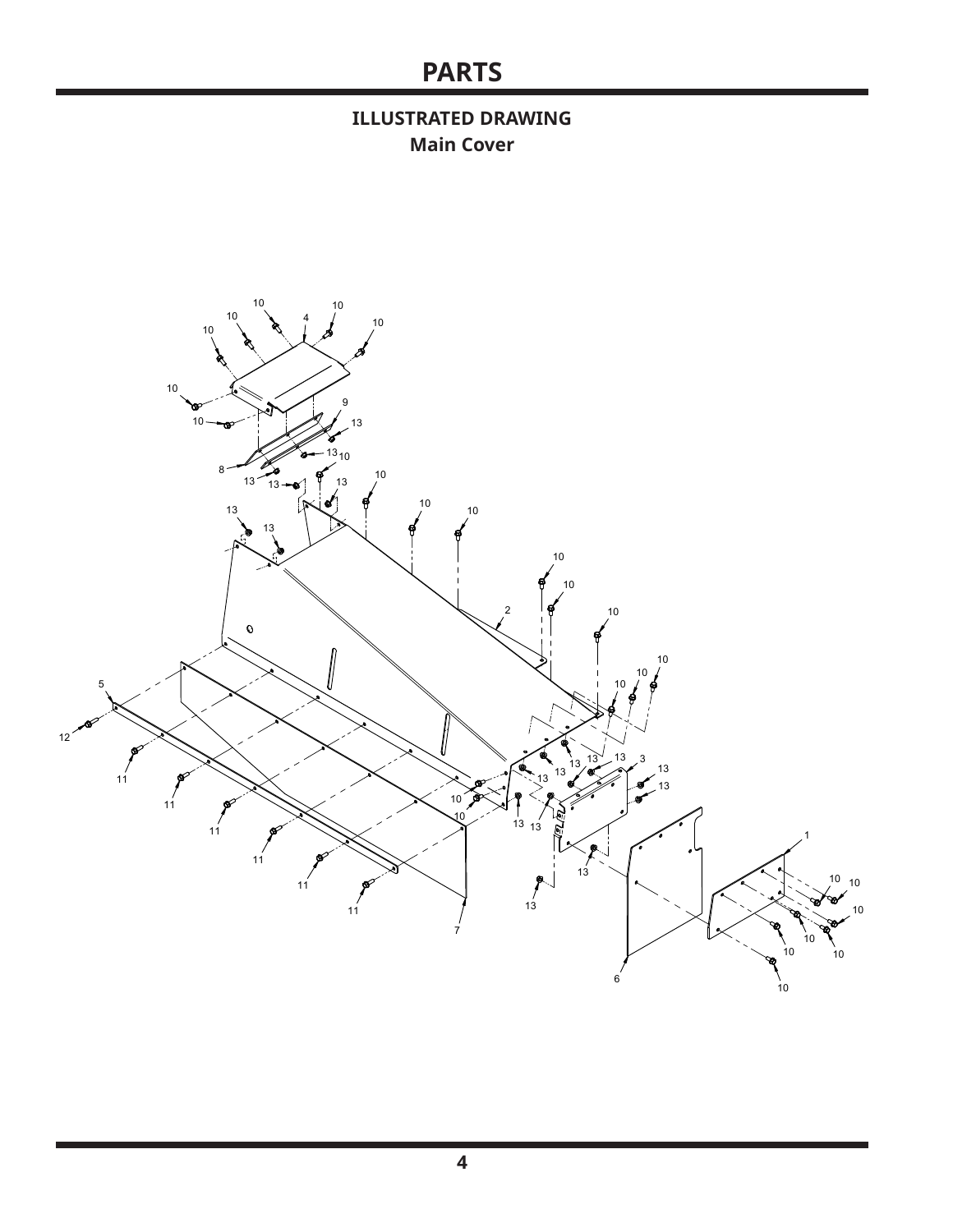# PARTS

## ILLUSTRATED DRAWING
### Main Cover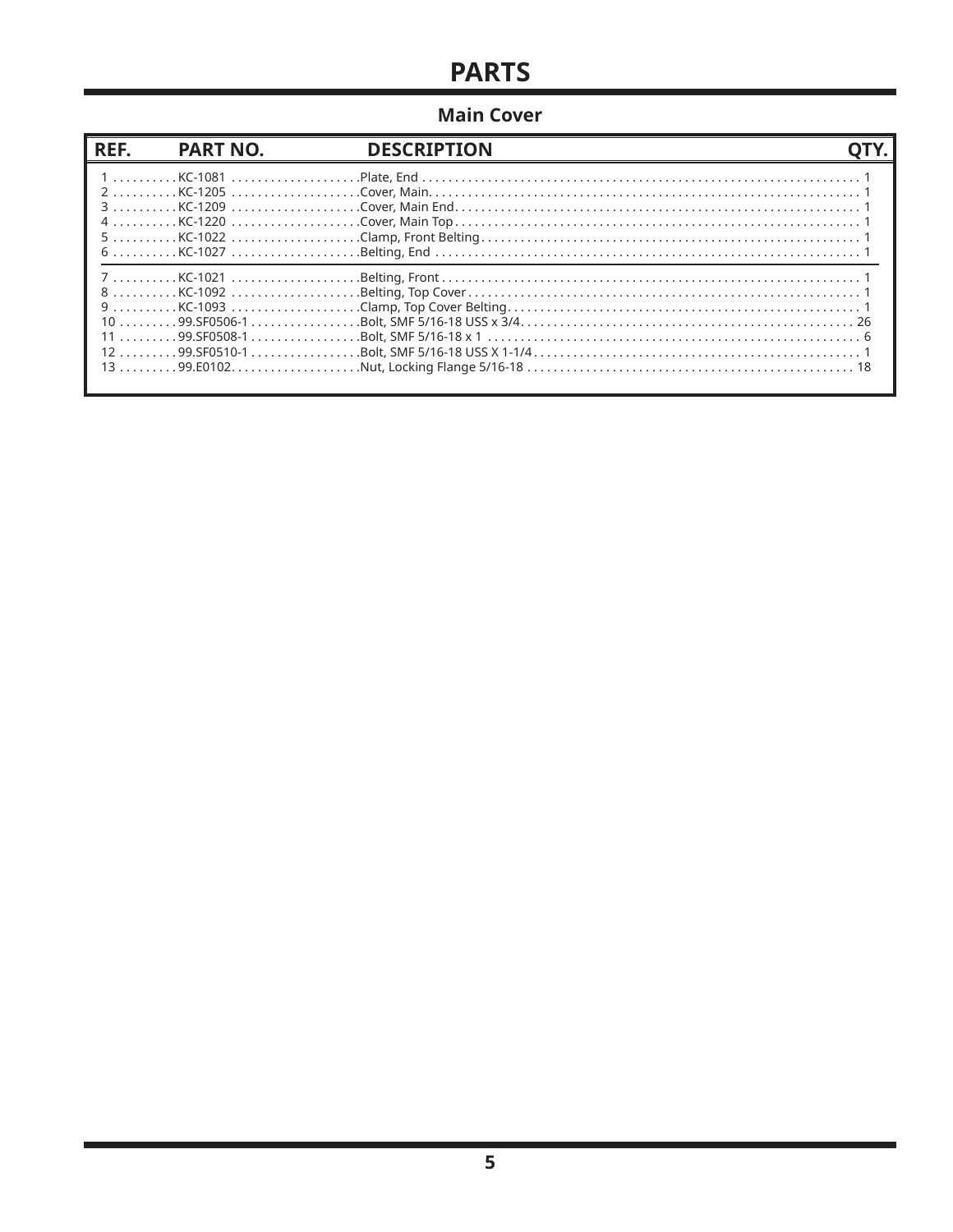# PARTS

## Main Cover

| REF. | PART NO. | DESCRIPTION | QTY. |
|---|---|---|---|
| 1 | KC-1081 | Plate, End | 1 |
| 2 | KC-1205 | Cover, Main. | 1 |
| 3 | KC-1209 | Cover, Main End | 1 |
| 4 | KC-1220 | Cover, Main Top | 1 |
| 5 | KC-1022 | Clamp, Front Belting | 1 |
| 6 | KC-1027 | Belting, End | 1 |
| 7 | KC-1021 | Belting, Front | 1 |
| 8 | KC-1092 | Belting, Top Cover | 1 |
| 9 | KC-1093 | Clamp, Top Cover Belting. | 1 |
| 10 | 99.SF0506-1 | Bolt, SMF 5/16-18 USS x 3/4. | 26 |
| 11 | 99.SF0508-1 | Bolt, SMF 5/16-18 x 1 | 6 |
| 12 | 99.SF0510-1 | Bolt, SMF 5/16-18 USS X 1-1/4 | 1 |
| 13 | 99.E0102. | Nut, Locking Flange 5/16-18 | 18 |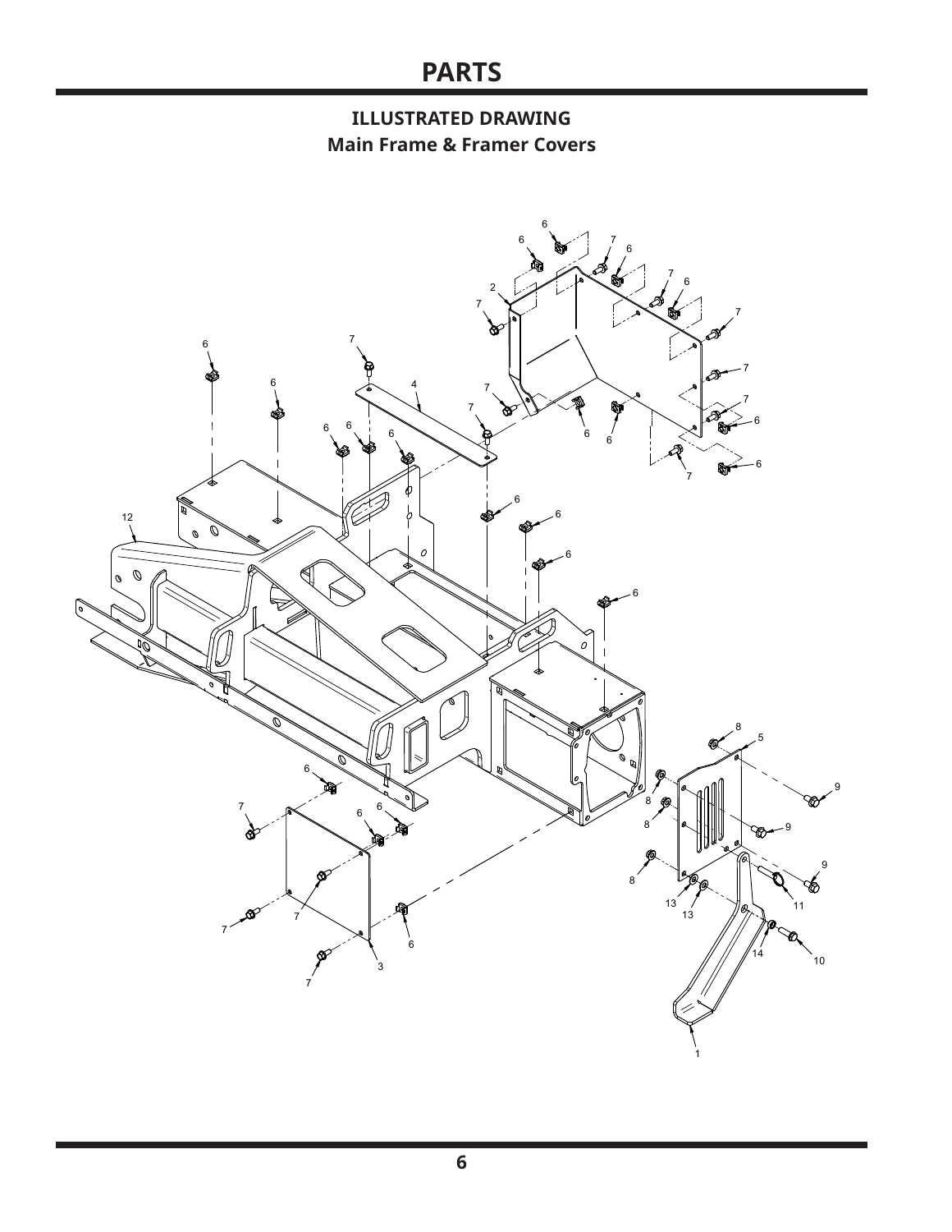# PARTS

## ILLUSTRATED DRAWING
### Main Frame & Framer Covers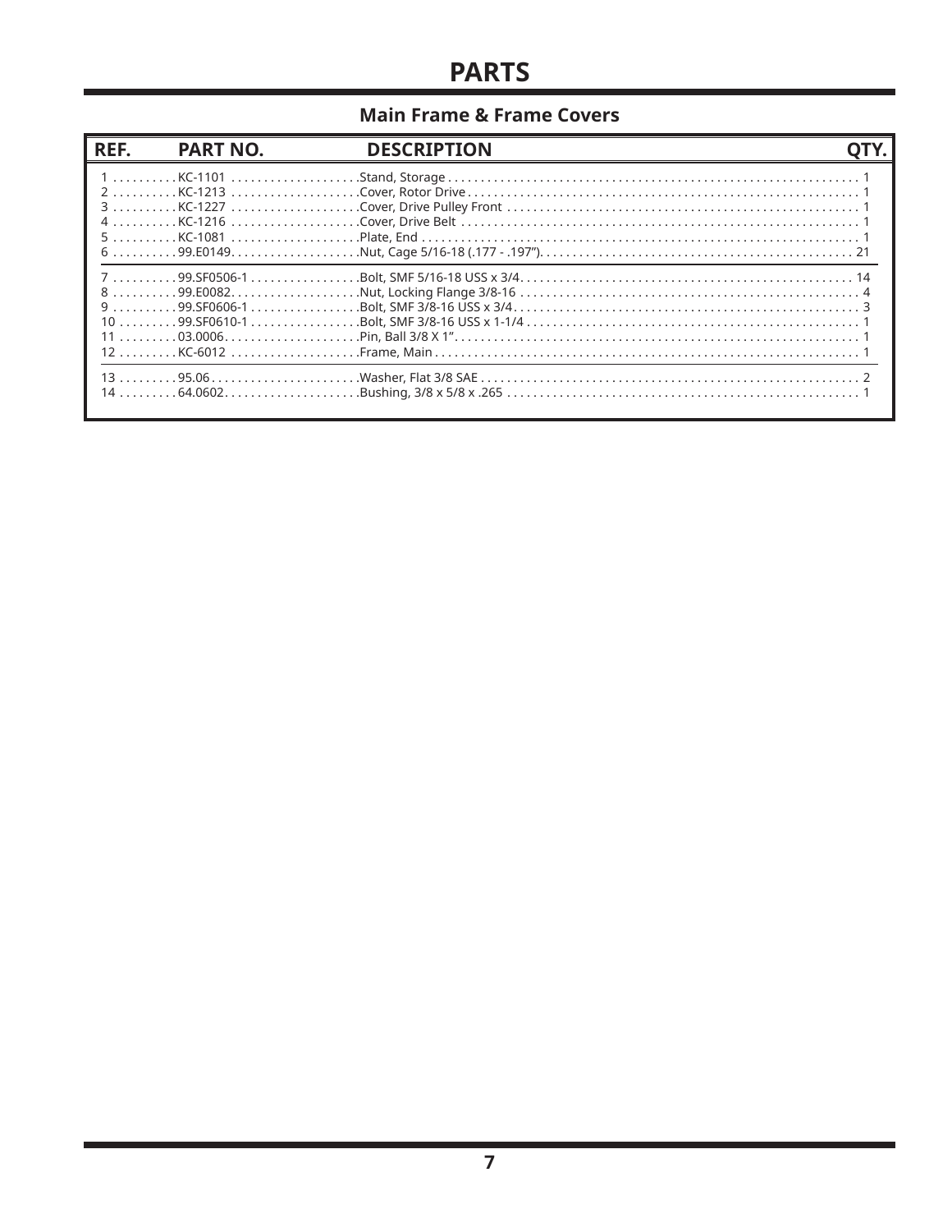# PARTS

## Main Frame & Frame Covers

| REF. | PART NO. | DESCRIPTION | QTY. |
|---|---|---|---|
| 1 | KC-1101 | Stand, Storage | 1 |
| 2 | KC-1213 | Cover, Rotor Drive | 1 |
| 3 | KC-1227 | Cover, Drive Pulley Front | 1 |
| 4 | KC-1216 | Cover, Drive Belt | 1 |
| 5 | KC-1081 | Plate, End | 1 |
| 6 | 99.E0149 | Nut, Cage 5/16-18 (.177 - .197") | 21 |
| 7 | 99.SF0506-1 | Bolt, SMF 5/16-18 USS x 3/4 | 14 |
| 8 | 99.E0082 | Nut, Locking Flange 3/8-16 | 4 |
| 9 | 99.SF0606-1 | Bolt, SMF 3/8-16 USS x 3/4 | 3 |
| 10 | 99.SF0610-1 | Bolt, SMF 3/8-16 USS x 1-1/4 | 1 |
| 11 | 03.0006 | Pin, Ball 3/8 X 1" | 1 |
| 12 | KC-6012 | Frame, Main | 1 |
| 13 | 95.06 | Washer, Flat 3/8 SAE | 2 |
| 14 | 64.0602 | Bushing, 3/8 x 5/8 x .265 | 1 |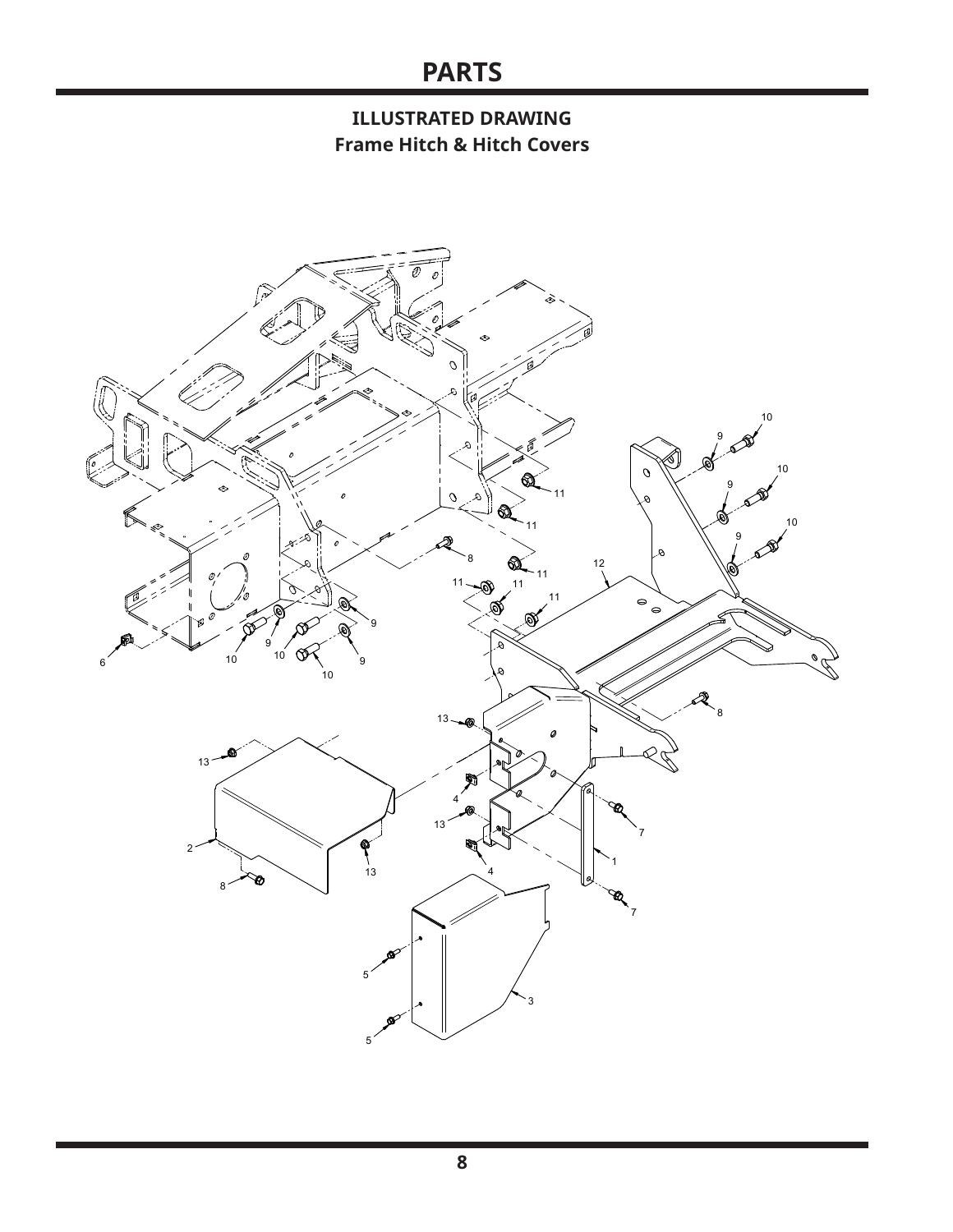# PARTS

## ILLUSTRATED DRAWING
### Frame Hitch & Hitch Covers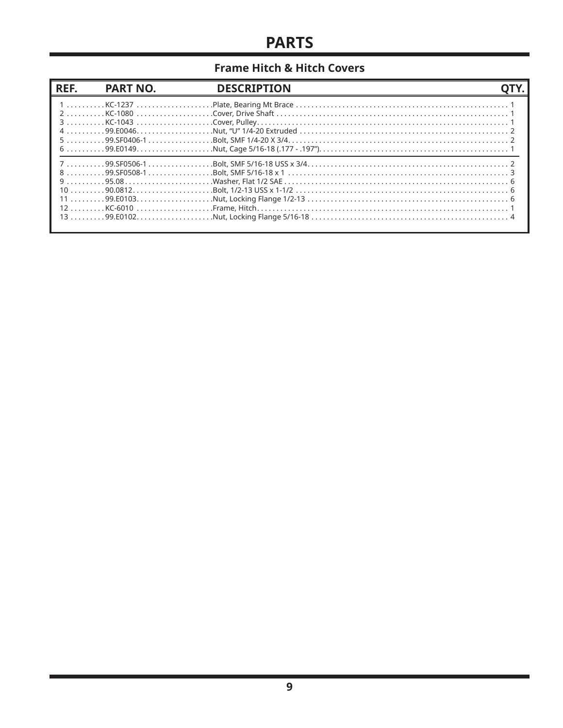# PARTS

## Frame Hitch & Hitch Covers

| REF. | PART NO. | DESCRIPTION | QTY. |
|---|---|---|---|
| 1 | KC-1237 | Plate, Bearing Mt Brace | 1 |
| 2 | KC-1080 | Cover, Drive Shaft | 1 |
| 3 | KC-1043 | Cover, Pulley | 1 |
| 4 | 99.E0046 | Nut, "U" 1/4-20 Extruded | 2 |
| 5 | 99.SF0406-1 | Bolt, SMF 1/4-20 X 3/4 | 2 |
| 6 | 99.E0149 | Nut, Cage 5/16-18 (.177 - .197") | 1 |
| 7 | 99.SF0506-1 | Bolt, SMF 5/16-18 USS x 3/4 | 2 |
| 8 | 99.SF0508-1 | Bolt, SMF 5/16-18 x 1 | 3 |
| 9 | 95.08 | Washer, Flat 1/2 SAE | 6 |
| 10 | 90.0812 | Bolt, 1/2-13 USS x 1-1/2 | 6 |
| 11 | 99.E0103 | Nut, Locking Flange 1/2-13 | 6 |
| 12 | KC-6010 | Frame, Hitch | 1 |
| 13 | 99.E0102 | Nut, Locking Flange 5/16-18 | 4 |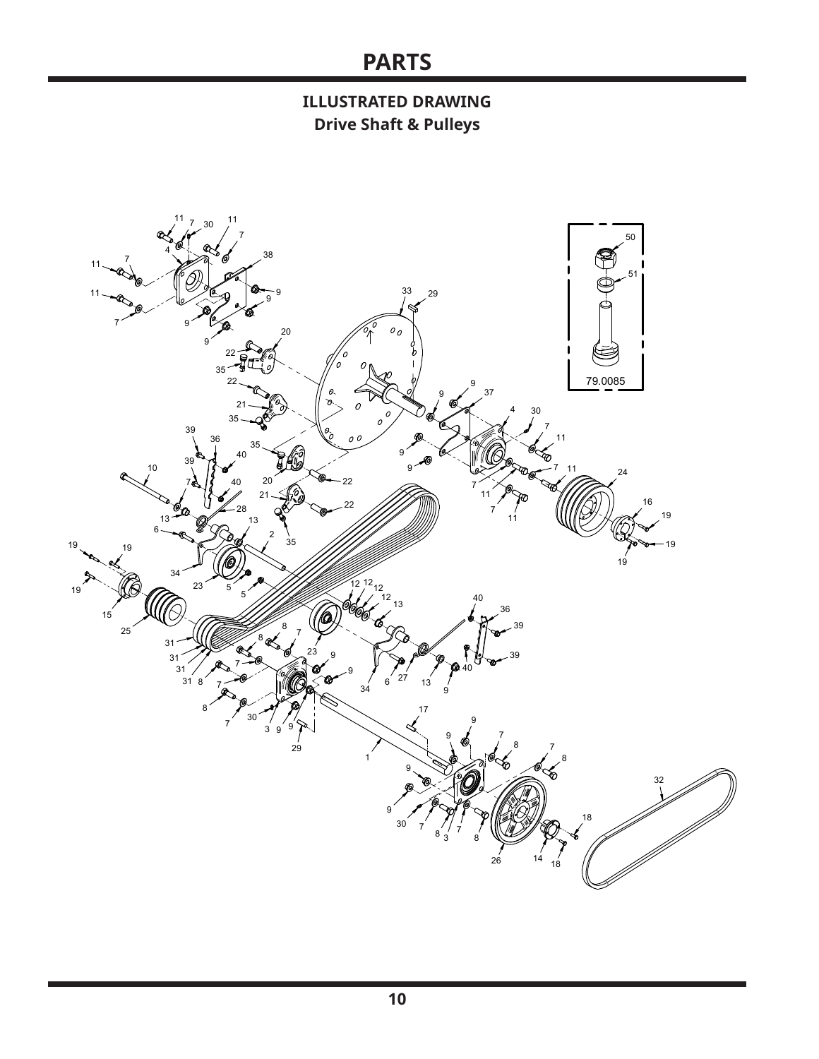# PARTS

## ILLUSTRATED DRAWING
### Drive Shaft & Pulleys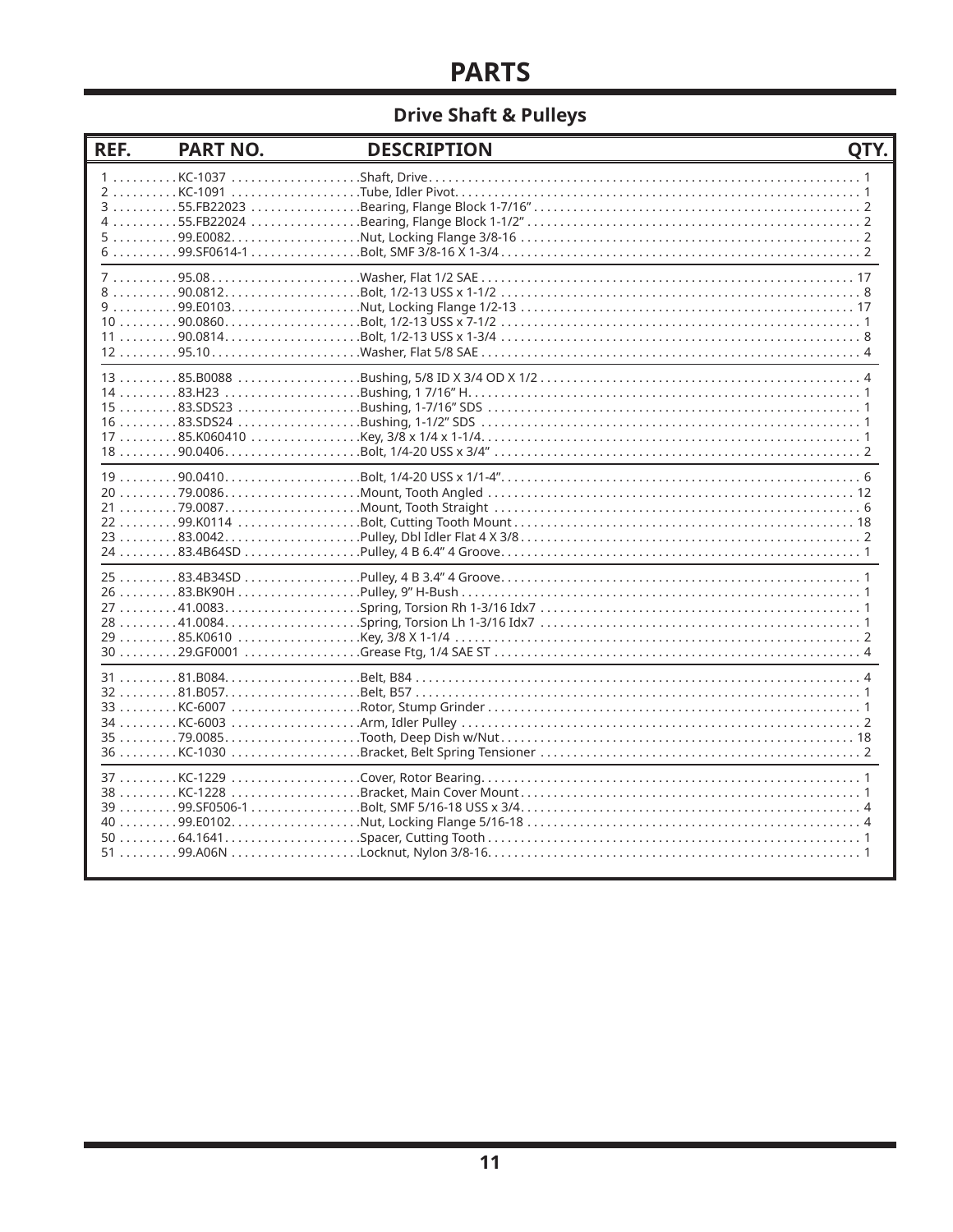# PARTS

## Drive Shaft & Pulleys

| REF. | PART NO. | DESCRIPTION | QTY. |
|---|---|---|---|
| 1 | KC-1037 | Shaft, Drive | 1 |
| 2 | KC-1091 | Tube, Idler Pivot | 1 |
| 3 | 55.FB22023 | Bearing, Flange Block 1-7/16” | 2 |
| 4 | 55.FB22024 | Bearing, Flange Block 1-1/2” | 2 |
| 5 | 99.E0082 | Nut, Locking Flange 3/8-16 | 2 |
| 6 | 99.SF0614-1 | Bolt, SMF 3/8-16 X 1-3/4 | 2 |
| 7 | 95.08 | Washer, Flat 1/2 SAE | 17 |
| 8 | 90.0812 | Bolt, 1/2-13 USS x 1-1/2 | 8 |
| 9 | 99.E0103 | Nut, Locking Flange 1/2-13 | 17 |
| 10 | 90.0860 | Bolt, 1/2-13 USS x 7-1/2 | 1 |
| 11 | 90.0814 | Bolt, 1/2-13 USS x 1-3/4 | 8 |
| 12 | 95.10 | Washer, Flat 5/8 SAE | 4 |
| 13 | 85.B0088 | Bushing, 5/8 ID X 3/4 OD X 1/2 | 4 |
| 14 | 83.H23 | Bushing, 1 7/16” H | 1 |
| 15 | 83.SDS23 | Bushing, 1-7/16” SDS | 1 |
| 16 | 83.SDS24 | Bushing, 1-1/2” SDS | 1 |
| 17 | 85.K060410 | Key, 3/8 x 1/4 x 1-1/4 | 1 |
| 18 | 90.0406 | Bolt, 1/4-20 USS x 3/4” | 2 |
| 19 | 90.0410 | Bolt, 1/4-20 USS x 1/1-4” | 6 |
| 20 | 79.0086 | Mount, Tooth Angled | 12 |
| 21 | 79.0087 | Mount, Tooth Straight | 6 |
| 22 | 99.K0114 | Bolt, Cutting Tooth Mount | 18 |
| 23 | 83.0042 | Pulley, Dbl Idler Flat 4 X 3/8 | 2 |
| 24 | 83.4B64SD | Pulley, 4 B 6.4” 4 Groove | 1 |
| 25 | 83.4B34SD | Pulley, 4 B 3.4” 4 Groove | 1 |
| 26 | 83.BK90H | Pulley, 9” H-Bush | 1 |
| 27 | 41.0083 | Spring, Torsion Rh 1-3/16 Idx7 | 1 |
| 28 | 41.0084 | Spring, Torsion Lh 1-3/16 Idx7 | 1 |
| 29 | 85.K0610 | Key, 3/8 X 1-1/4 | 2 |
| 30 | 29.GF0001 | Grease Ftg, 1/4 SAE ST | 4 |
| 31 | 81.B084 | Belt, B84 | 4 |
| 32 | 81.B057 | Belt, B57 | 1 |
| 33 | KC-6007 | Rotor, Stump Grinder | 1 |
| 34 | KC-6003 | Arm, Idler Pulley | 2 |
| 35 | 79.0085 | Tooth, Deep Dish w/Nut | 18 |
| 36 | KC-1030 | Bracket, Belt Spring Tensioner | 2 |
| 37 | KC-1229 | Cover, Rotor Bearing | 1 |
| 38 | KC-1228 | Bracket, Main Cover Mount | 1 |
| 39 | 99.SF0506-1 | Bolt, SMF 5/16-18 USS x 3/4 | 4 |
| 40 | 99.E0102 | Nut, Locking Flange 5/16-18 | 4 |
| 50 | 64.1641 | Spacer, Cutting Tooth | 1 |
| 51 | 99.A06N | Locknut, Nylon 3/8-16 | 1 |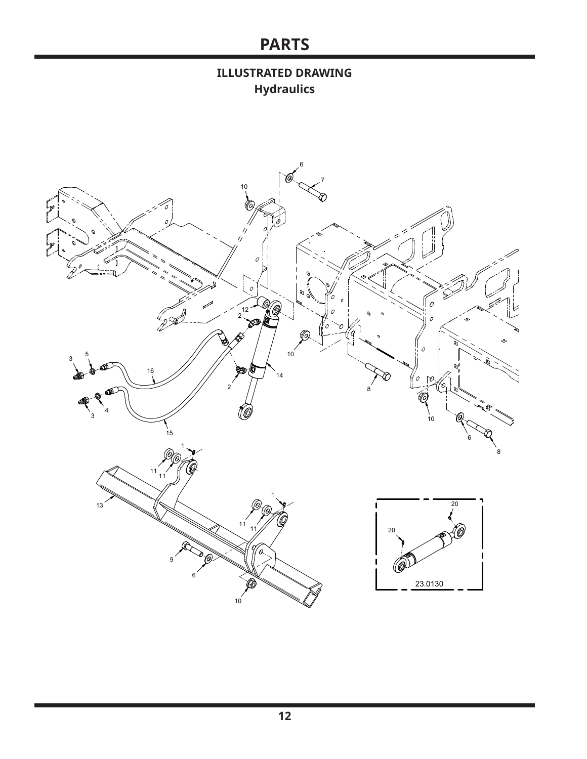# PARTS

## ILLUSTRATED DRAWING

### Hydraulics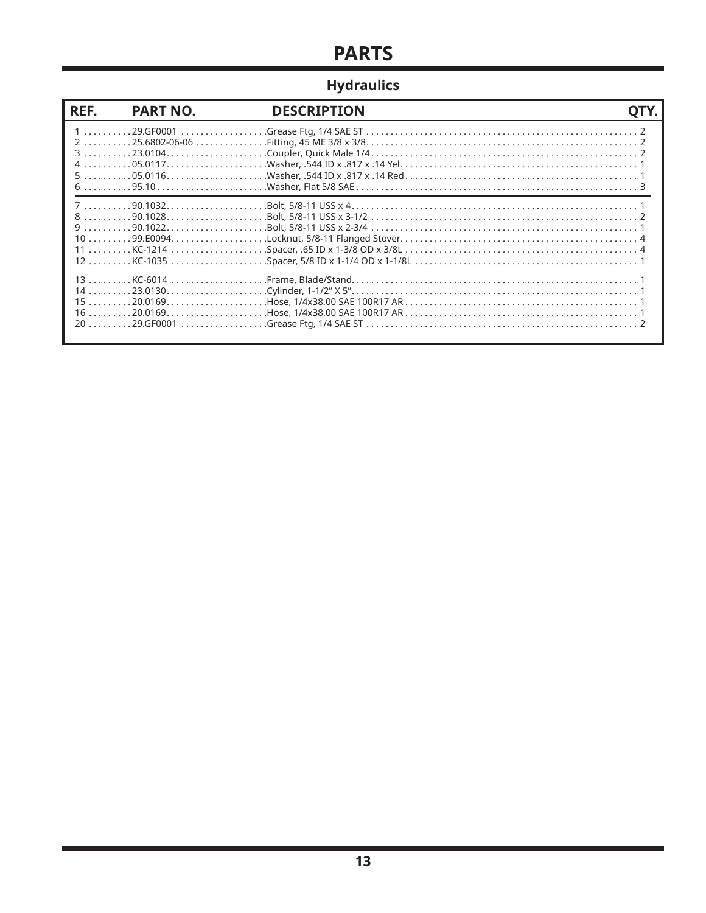# PARTS

## Hydraulics

| REF. | PART NO. | DESCRIPTION | QTY. |
|---|---|---|---|
| 1 | 29.GF0001 | Grease Ftg, 1/4 SAE ST | 2 |
| 2 | 25.6802-06-06 | Fitting, 45 ME 3/8 x 3/8 | 2 |
| 3 | 23.0104 | Coupler, Quick Male 1/4 | 2 |
| 4 | 05.0117 | Washer, .544 ID x .817 x .14 Yel | 1 |
| 5 | 05.0116 | Washer, .544 ID x .817 x .14 Red | 1 |
| 6 | 95.10 | Washer, Flat 5/8 SAE | 3 |
| 7 | 90.1032 | Bolt, 5/8-11 USS x 4 | 1 |
| 8 | 90.1028 | Bolt, 5/8-11 USS x 3-1/2 | 2 |
| 9 | 90.1022 | Bolt, 5/8-11 USS x 2-3/4 | 1 |
| 10 | 99.E0094 | Locknut, 5/8-11 Flanged Stover | 4 |
| 11 | KC-1214 | Spacer, .65 ID x 1-3/8 OD x 3/8L | 4 |
| 12 | KC-1035 | Spacer, 5/8 ID x 1-1/4 OD x 1-1/8L | 1 |
| 13 | KC-6014 | Frame, Blade/Stand | 1 |
| 14 | 23.0130 | Cylinder, 1-1/2" X 5" | 1 |
| 15 | 20.0169 | Hose, 1/4x38.00 SAE 100R17 AR | 1 |
| 16 | 20.0169 | Hose, 1/4x38.00 SAE 100R17 AR | 1 |
| 20 | 29.GF0001 | Grease Ftg, 1/4 SAE ST | 2 |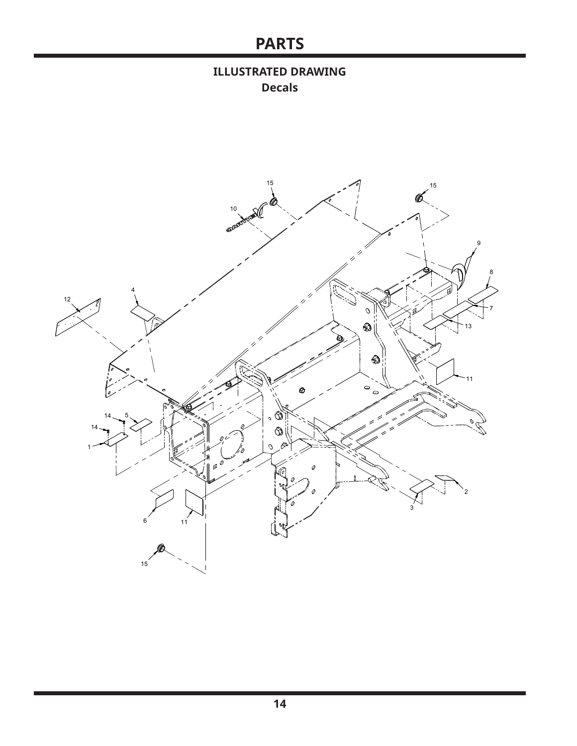# PARTS

## ILLUSTRATED DRAWING

### Decals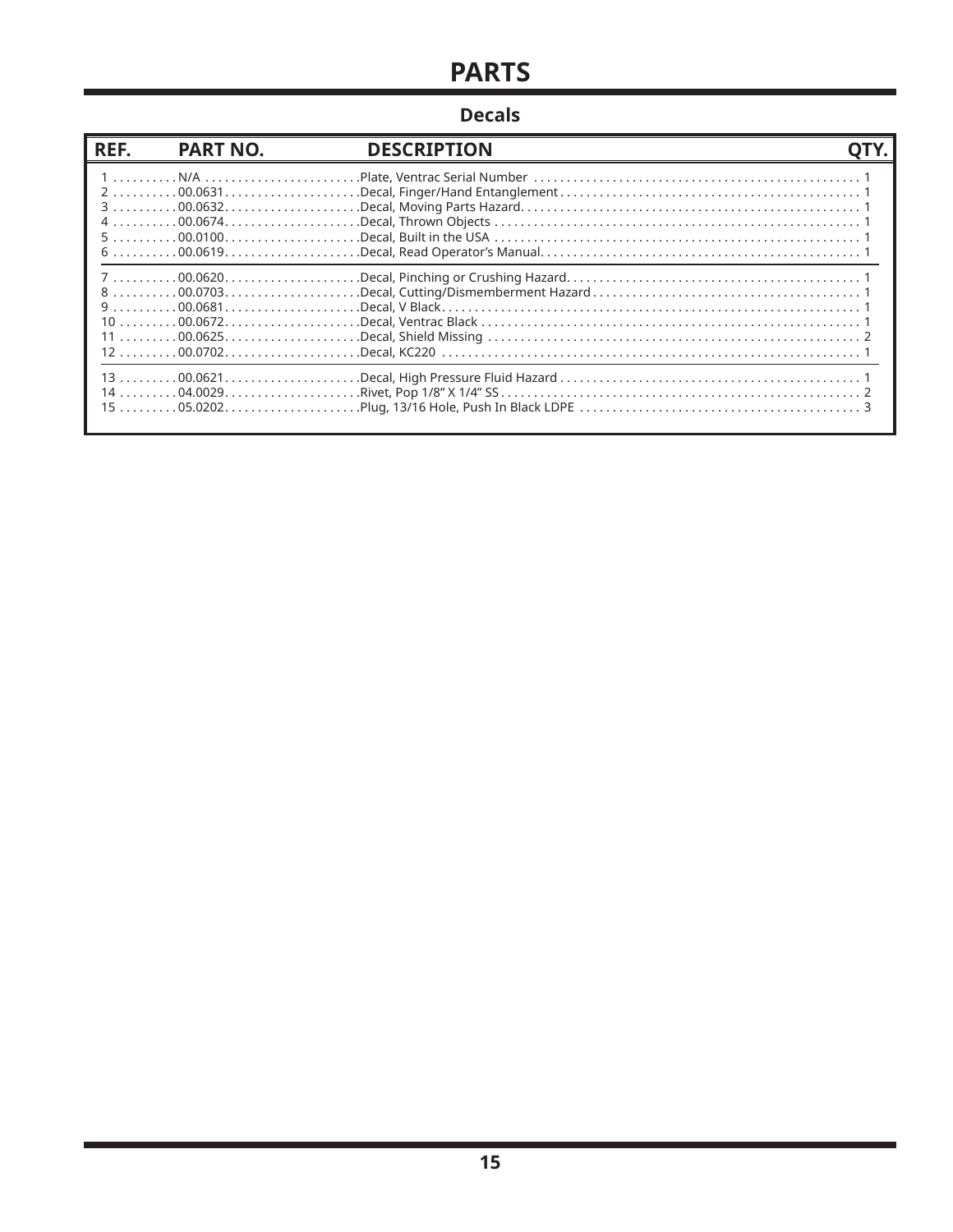# PARTS

## Decals

| REF. | PART NO. | DESCRIPTION | QTY. |
|---|---|---|---|
| 1 | N/A | Plate, Ventrac Serial Number | 1 |
| 2 | 00.0631 | Decal, Finger/Hand Entanglement | 1 |
| 3 | 00.0632 | Decal, Moving Parts Hazard | 1 |
| 4 | 00.0674 | Decal, Thrown Objects | 1 |
| 5 | 00.0100 | Decal, Built in the USA | 1 |
| 6 | 00.0619 | Decal, Read Operator's Manual | 1 |
| 7 | 00.0620 | Decal, Pinching or Crushing Hazard | 1 |
| 8 | 00.0703 | Decal, Cutting/Dismemberment Hazard | 1 |
| 9 | 00.0681 | Decal, V Black | 1 |
| 10 | 00.0672 | Decal, Ventrac Black | 1 |
| 11 | 00.0625 | Decal, Shield Missing | 2 |
| 12 | 00.0702 | Decal, KC220 | 1 |
| 13 | 00.0621 | Decal, High Pressure Fluid Hazard | 1 |
| 14 | 04.0029 | Rivet, Pop 1/8" X 1/4" SS | 2 |
| 15 | 05.0202 | Plug, 13/16 Hole, Push In Black LDPE | 3 |